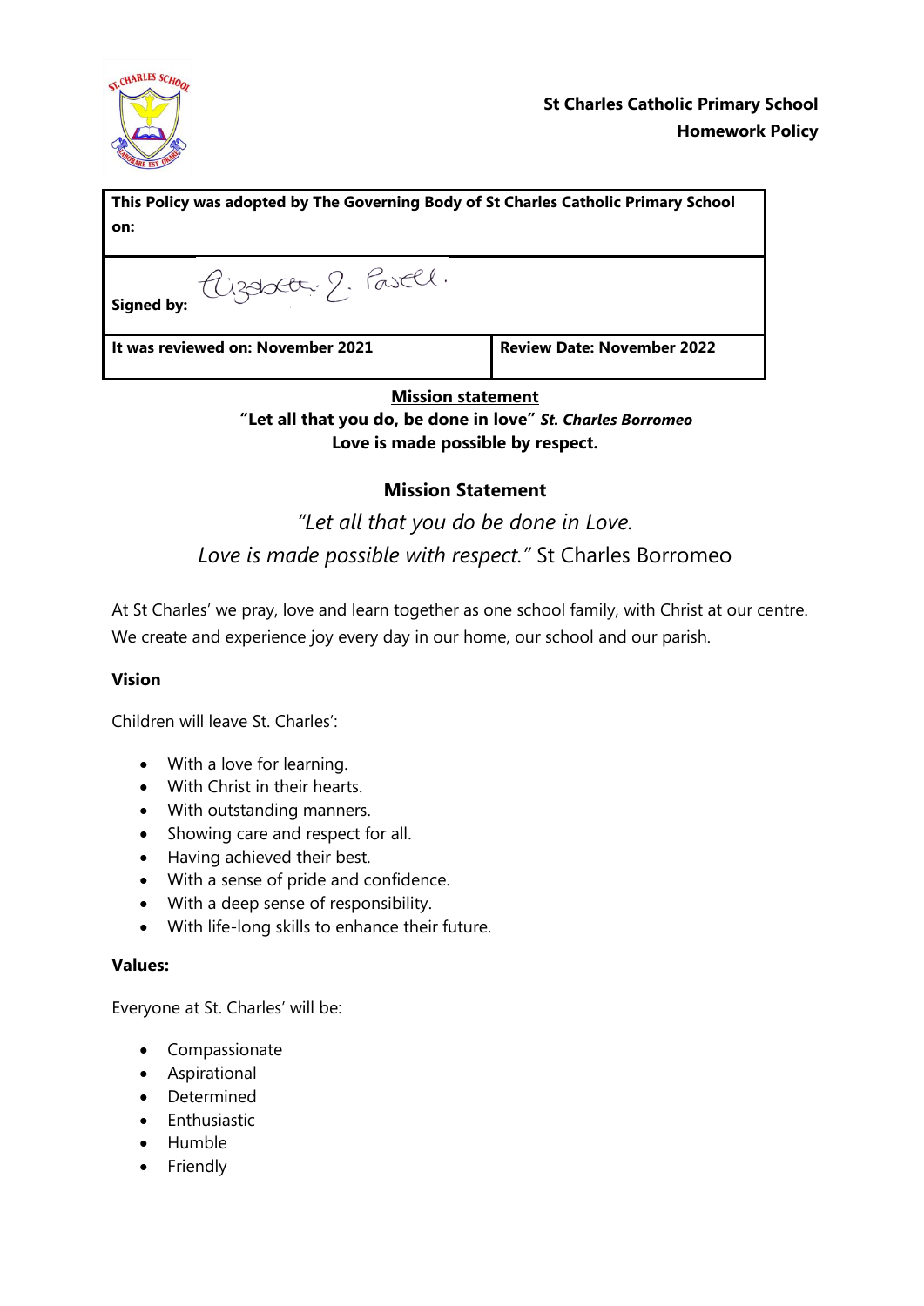**St Charles Catholic Primary School**
**Homework Policy**

| This Policy was adopted by The Governing Body of St Charles Catholic Primary School on: | |
|---|---|
| **Signed by:** Elizabeth. 2. Powell. | |
| **It was reviewed on: November 2021** | **Review Date: November 2022** |

**Mission statement**

**"Let all that you do, be done in love"** ***St. Charles Borromeo***
**Love is made possible by respect.**

## Mission Statement

*"Let all that you do be done in Love.*
*Love is made possible with respect."* St Charles Borromeo

At St Charles' we pray, love and learn together as one school family, with Christ at our centre. We create and experience joy every day in our home, our school and our parish.

**Vision**

Children will leave St. Charles':

- With a love for learning.
- With Christ in their hearts.
- With outstanding manners.
- Showing care and respect for all.
- Having achieved their best.
- With a sense of pride and confidence.
- With a deep sense of responsibility.
- With life-long skills to enhance their future.

**Values:**

Everyone at St. Charles' will be:

- Compassionate
- Aspirational
- Determined
- Enthusiastic
- Humble
- Friendly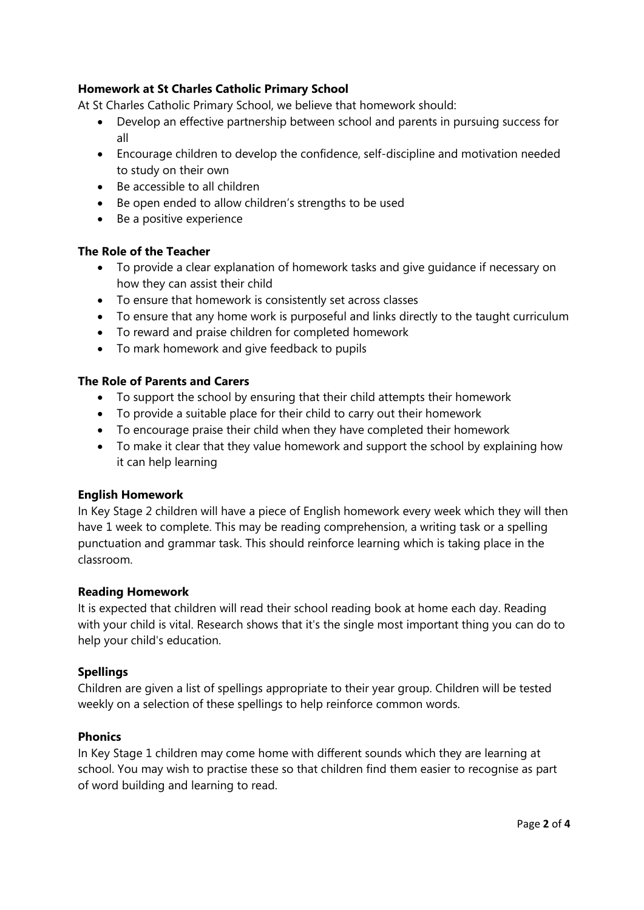**Homework at St Charles Catholic Primary School**

At St Charles Catholic Primary School, we believe that homework should:

- Develop an effective partnership between school and parents in pursuing success for all
- Encourage children to develop the confidence, self-discipline and motivation needed to study on their own
- Be accessible to all children
- Be open ended to allow children's strengths to be used
- Be a positive experience

**The Role of the Teacher**

- To provide a clear explanation of homework tasks and give guidance if necessary on how they can assist their child
- To ensure that homework is consistently set across classes
- To ensure that any home work is purposeful and links directly to the taught curriculum
- To reward and praise children for completed homework
- To mark homework and give feedback to pupils

**The Role of Parents and Carers**

- To support the school by ensuring that their child attempts their homework
- To provide a suitable place for their child to carry out their homework
- To encourage praise their child when they have completed their homework
- To make it clear that they value homework and support the school by explaining how it can help learning

**English Homework**

In Key Stage 2 children will have a piece of English homework every week which they will then have 1 week to complete. This may be reading comprehension, a writing task or a spelling punctuation and grammar task. This should reinforce learning which is taking place in the classroom.

**Reading Homework**

It is expected that children will read their school reading book at home each day. Reading with your child is vital. Research shows that it's the single most important thing you can do to help your child's education.

**Spellings**

Children are given a list of spellings appropriate to their year group. Children will be tested weekly on a selection of these spellings to help reinforce common words.

**Phonics**

In Key Stage 1 children may come home with different sounds which they are learning at school. You may wish to practise these so that children find them easier to recognise as part of word building and learning to read.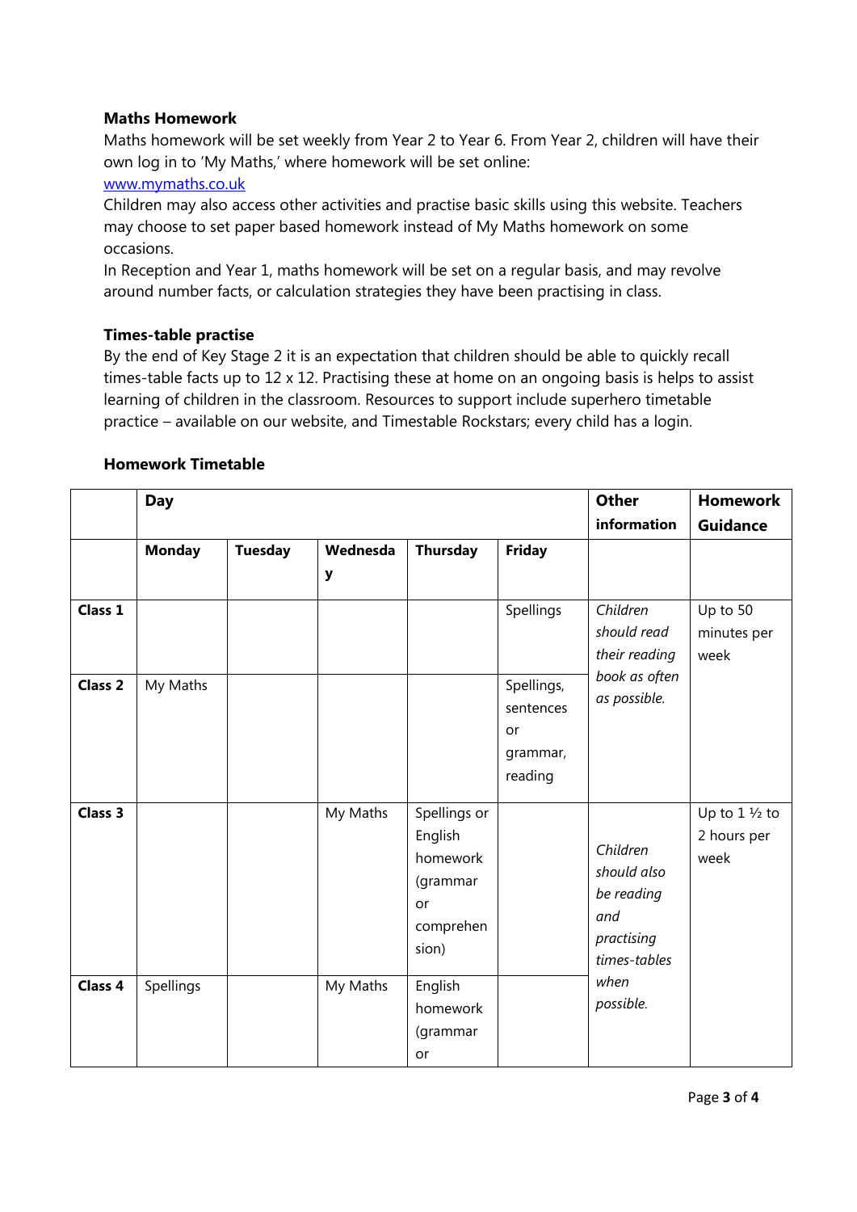**Maths Homework**

Maths homework will be set weekly from Year 2 to Year 6. From Year 2, children will have their own log in to 'My Maths,' where homework will be set online:
[www.mymaths.co.uk](http://www.mymaths.co.uk)

Children may also access other activities and practise basic skills using this website. Teachers may choose to set paper based homework instead of My Maths homework on some occasions.

In Reception and Year 1, maths homework will be set on a regular basis, and may revolve around number facts, or calculation strategies they have been practising in class.

**Times-table practise**

By the end of Key Stage 2 it is an expectation that children should be able to quickly recall times-table facts up to 12 x 12. Practising these at home on an ongoing basis is helps to assist learning of children in the classroom. Resources to support include superhero timetable practice – available on our website, and Timestable Rockstars; every child has a login.

**Homework Timetable**

| | **Day** | | | | | **Other information** | **Homework Guidance** |
|---|---|---|---|---|---|---|---|
| | **Monday** | **Tuesday** | **Wednesday** | **Thursday** | **Friday** | | |
| **Class 1** | | | | | Spellings | *Children should read their reading book as often as possible.* | Up to 50 minutes per week |
| **Class 2** | My Maths | | | | Spellings, sentences or grammar, reading | | |
| **Class 3** | | | My Maths | Spellings or English homework (grammar or comprehension) | | *Children should also be reading and practising times-tables when possible.* | Up to 1 ½ to 2 hours per week |
| **Class 4** | Spellings | | My Maths | English homework (grammar or | | | |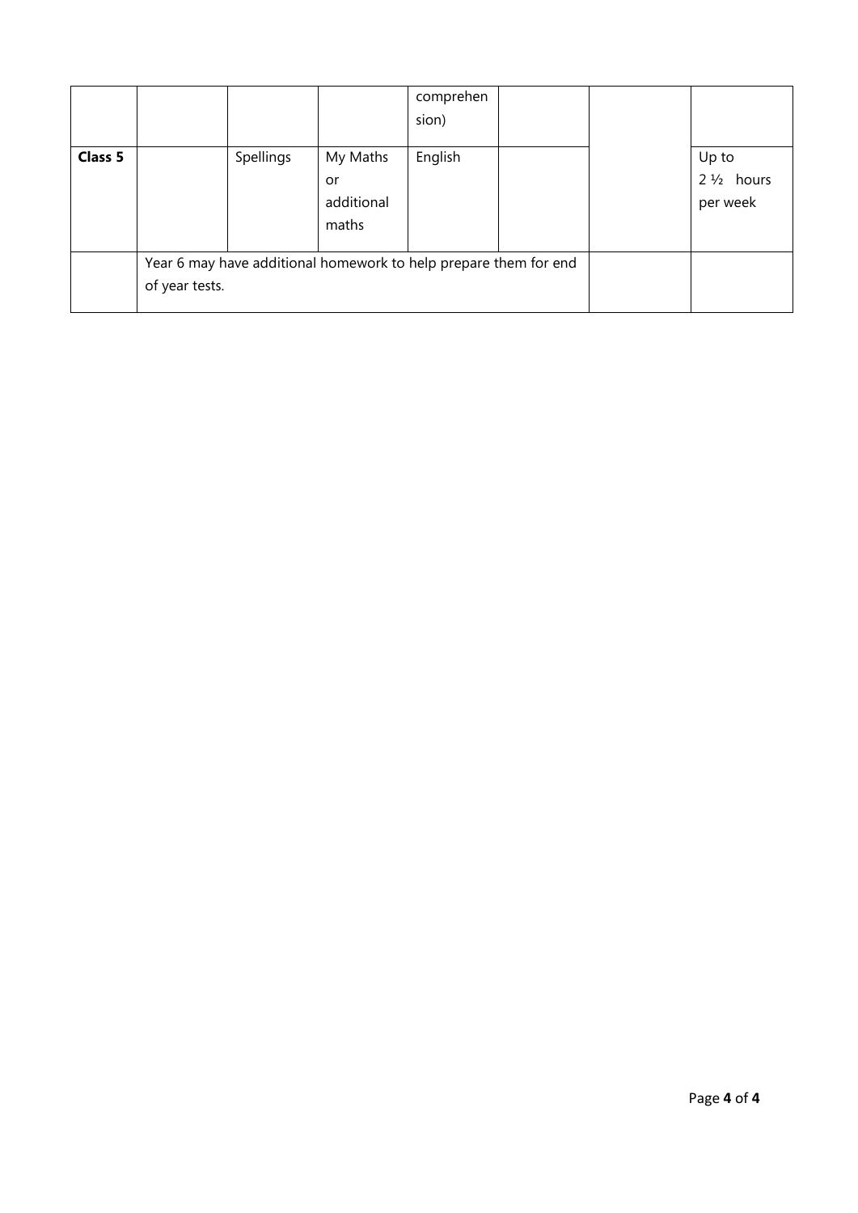| | | | | | | | |
|---|---|---|---|---|---|---|---|
| | | | | comprehension) | | | |
| **Class 5** | | Spellings | My Maths or additional maths | English | | | Up to 2 ½ hours per week |
| | Year 6 may have additional homework to help prepare them for end of year tests. | | | | | | |